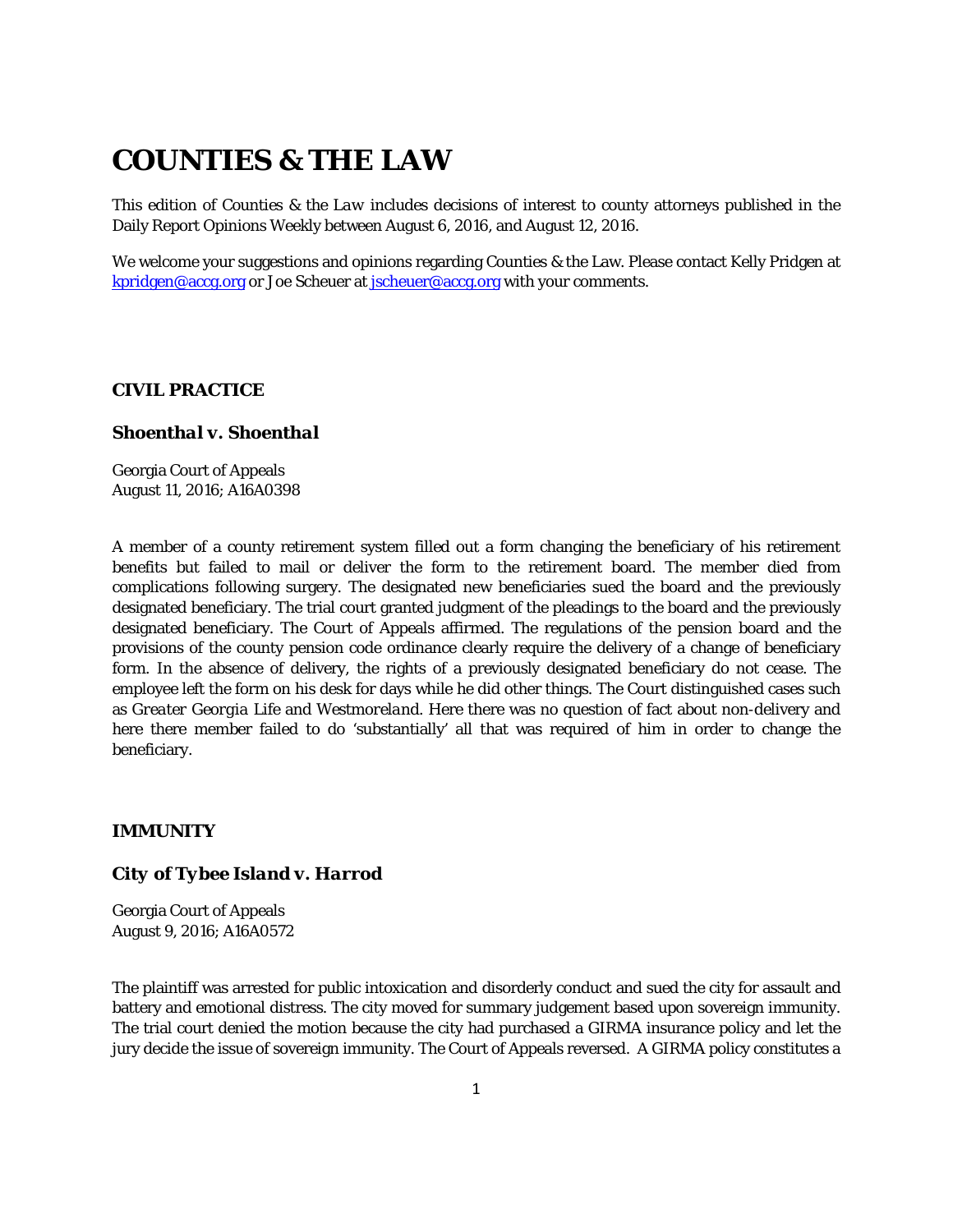# COUNTIES & THE LAW

This edition of Counties & the *Law* includes decisions of interest to county attorneys published in the Daily Report Opinions Weekly between August 6, 2016, and August 12, 2016.

We welcome your suggestions and opinions regarding Counties & the Law. Please contact Kelly Pridgen at kpridgen@accg.org or Joe Scheuer at jscheuer@accg.org with your comments.

### CIVIL PRACTICE

#### *Shoenthal v. Shoenthal*

Georgia Court of Appeals
August 11, 2016; A16A0398

A member of a county retirement system filled out a form changing the beneficiary of his retirement benefits but failed to mail or deliver the form to the retirement board. The member died from complications following surgery. The designated new beneficiaries sued the board and the previously designated beneficiary. The trial court granted judgment of the pleadings to the board and the previously designated beneficiary. The Court of Appeals affirmed. The regulations of the pension board and the provisions of the county pension code ordinance clearly require the delivery of a change of beneficiary form. In the absence of delivery, the rights of a previously designated beneficiary do not cease. The employee left the form on his desk for days while he did other things. The Court distinguished cases such as *Greater Georgia Life* and *Westmoreland*. Here there was no question of fact about non-delivery and here there member failed to do 'substantially' all that was required of him in order to change the beneficiary.

### IMMUNITY

#### *City of Tybee Island v. Harrod*

Georgia Court of Appeals
August 9, 2016; A16A0572

The plaintiff was arrested for public intoxication and disorderly conduct and sued the city for assault and battery and emotional distress. The city moved for summary judgement based upon sovereign immunity. The trial court denied the motion because the city had purchased a GIRMA insurance policy and let the jury decide the issue of sovereign immunity. The Court of Appeals reversed. A GIRMA policy constitutes a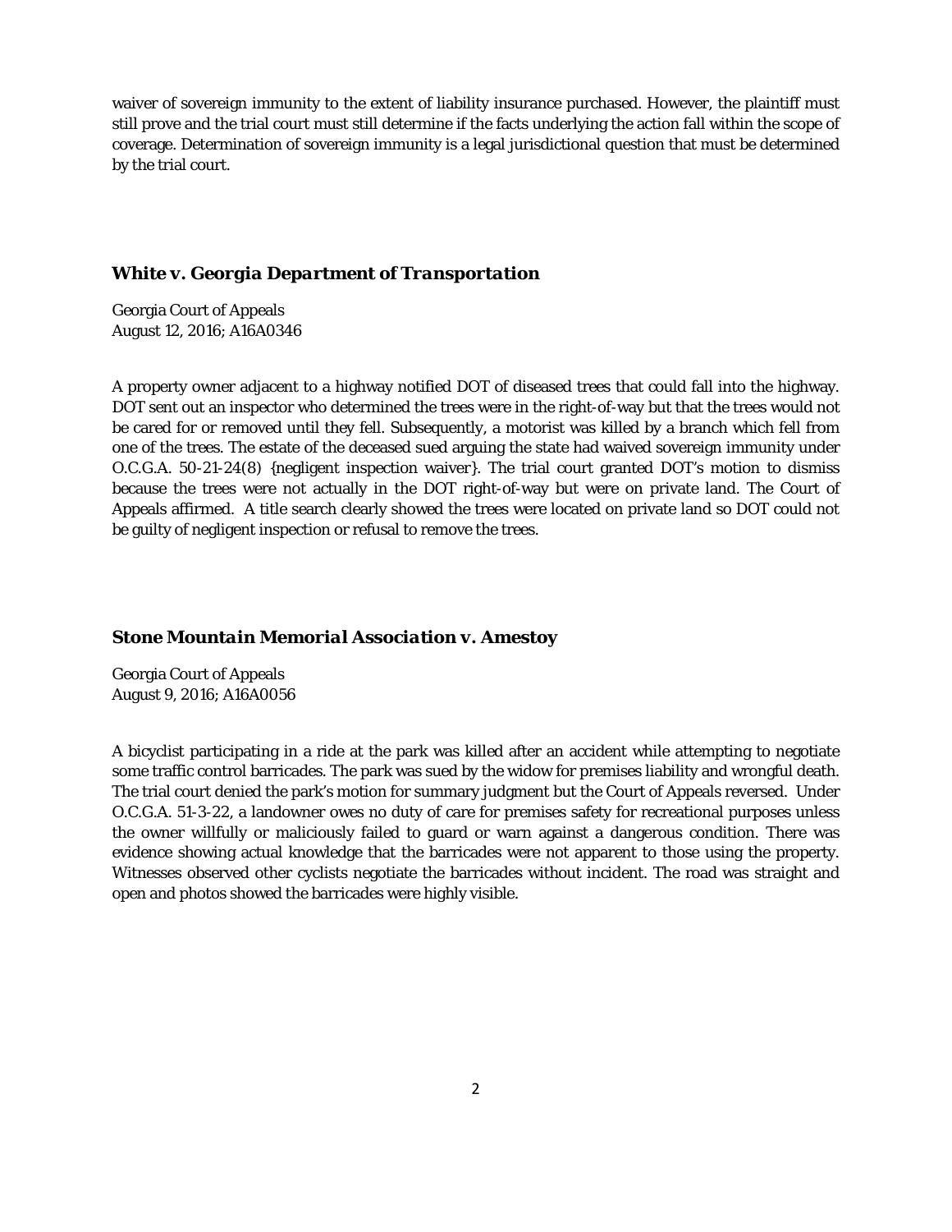waiver of sovereign immunity to the extent of liability insurance purchased. However, the plaintiff must still prove and the trial court must still determine if the facts underlying the action fall within the scope of coverage. Determination of sovereign immunity is a legal jurisdictional question that must be determined by the trial court.

### *White v. Georgia Department of Transportation*

Georgia Court of Appeals
August 12, 2016; A16A0346

A property owner adjacent to a highway notified DOT of diseased trees that could fall into the highway. DOT sent out an inspector who determined the trees were in the right-of-way but that the trees would not be cared for or removed until they fell. Subsequently, a motorist was killed by a branch which fell from one of the trees. The estate of the deceased sued arguing the state had waived sovereign immunity under O.C.G.A. 50-21-24(8) {negligent inspection waiver}. The trial court granted DOT's motion to dismiss because the trees were not actually in the DOT right-of-way but were on private land. The Court of Appeals affirmed. A title search clearly showed the trees were located on private land so DOT could not be guilty of negligent inspection or refusal to remove the trees.

### *Stone Mountain Memorial Association v. Amestoy*

Georgia Court of Appeals
August 9, 2016; A16A0056

A bicyclist participating in a ride at the park was killed after an accident while attempting to negotiate some traffic control barricades. The park was sued by the widow for premises liability and wrongful death. The trial court denied the park's motion for summary judgment but the Court of Appeals reversed. Under O.C.G.A. 51-3-22, a landowner owes no duty of care for premises safety for recreational purposes unless the owner willfully or maliciously failed to guard or warn against a dangerous condition. There was evidence showing actual knowledge that the barricades were not apparent to those using the property. Witnesses observed other cyclists negotiate the barricades without incident. The road was straight and open and photos showed the barricades were highly visible.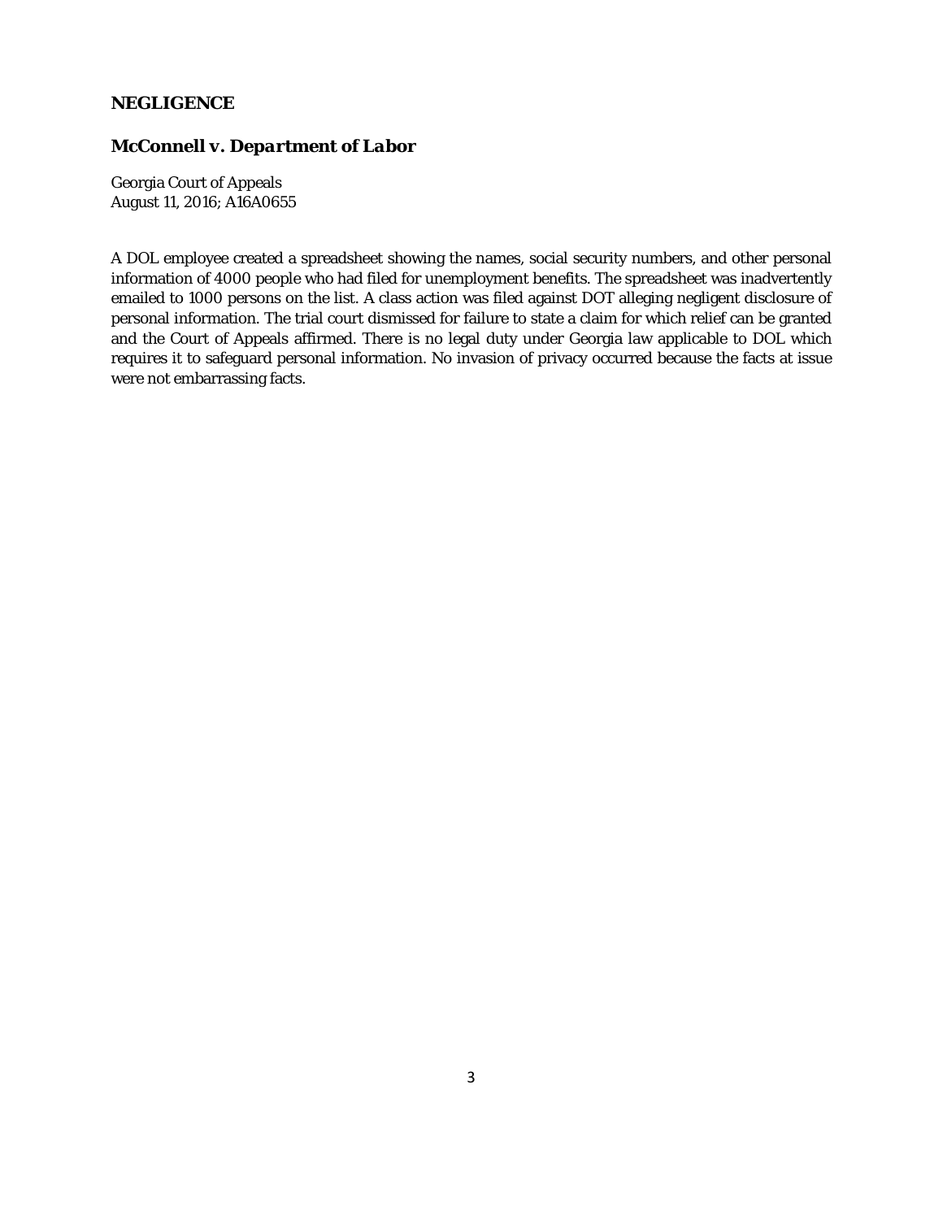## NEGLIGENCE

### *McConnell v. Department of Labor*

Georgia Court of Appeals
August 11, 2016; A16A0655

A DOL employee created a spreadsheet showing the names, social security numbers, and other personal information of 4000 people who had filed for unemployment benefits. The spreadsheet was inadvertently emailed to 1000 persons on the list. A class action was filed against DOT alleging negligent disclosure of personal information. The trial court dismissed for failure to state a claim for which relief can be granted and the Court of Appeals affirmed. There is no legal duty under Georgia law applicable to DOL which requires it to safeguard personal information. No invasion of privacy occurred because the facts at issue were not embarrassing facts.